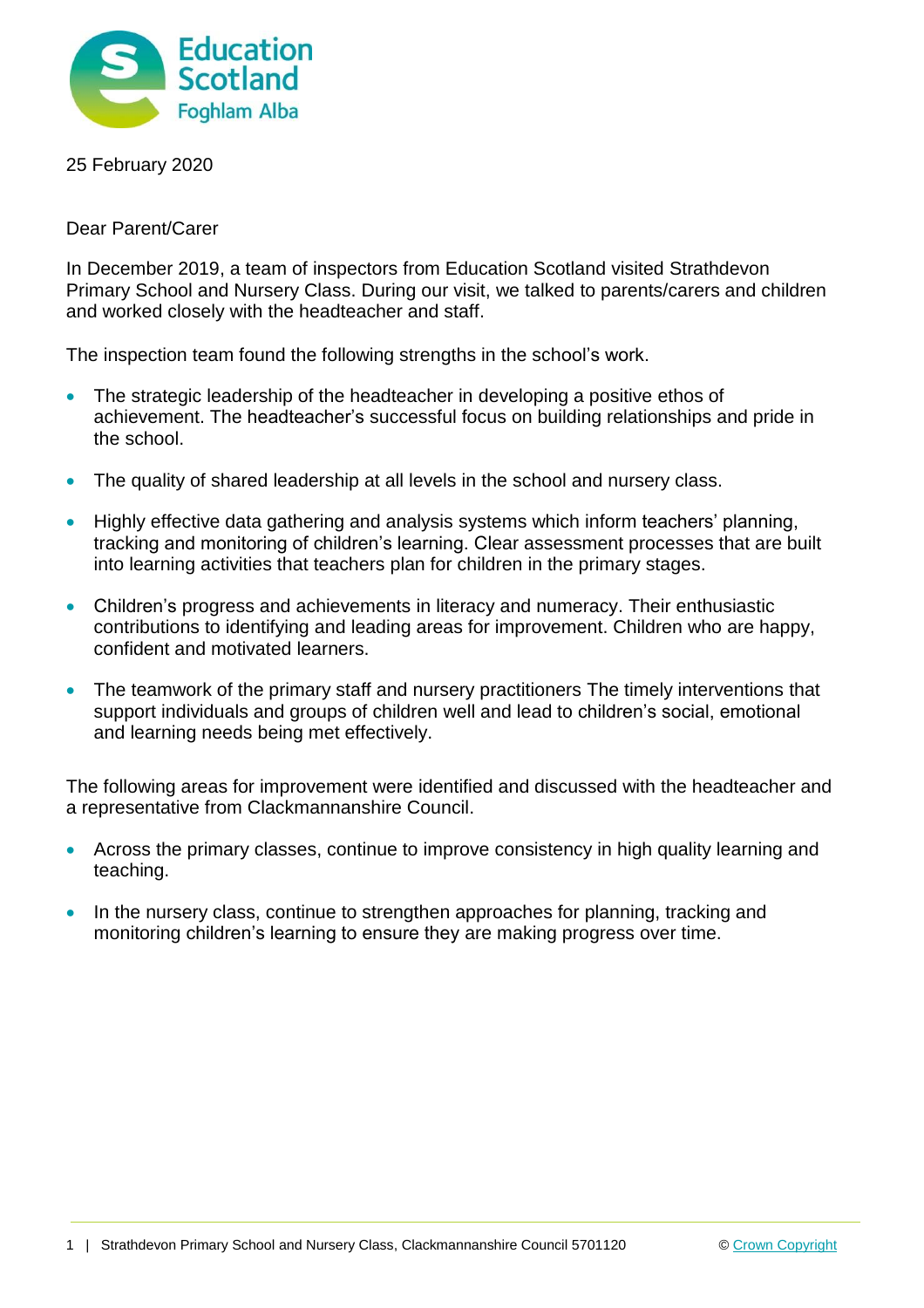Education Scotland
Foghlam Alba

25 February 2020

Dear Parent/Carer

In December 2019, a team of inspectors from Education Scotland visited Strathdevon Primary School and Nursery Class. During our visit, we talked to parents/carers and children and worked closely with the headteacher and staff.

The inspection team found the following strengths in the school's work.

- The strategic leadership of the headteacher in developing a positive ethos of achievement. The headteacher's successful focus on building relationships and pride in the school.
- The quality of shared leadership at all levels in the school and nursery class.
- Highly effective data gathering and analysis systems which inform teachers' planning, tracking and monitoring of children's learning. Clear assessment processes that are built into learning activities that teachers plan for children in the primary stages.
- Children's progress and achievements in literacy and numeracy. Their enthusiastic contributions to identifying and leading areas for improvement. Children who are happy, confident and motivated learners.
- The teamwork of the primary staff and nursery practitioners The timely interventions that support individuals and groups of children well and lead to children's social, emotional and learning needs being met effectively.

The following areas for improvement were identified and discussed with the headteacher and a representative from Clackmannanshire Council.

- Across the primary classes, continue to improve consistency in high quality learning and teaching.
- In the nursery class, continue to strengthen approaches for planning, tracking and monitoring children's learning to ensure they are making progress over time.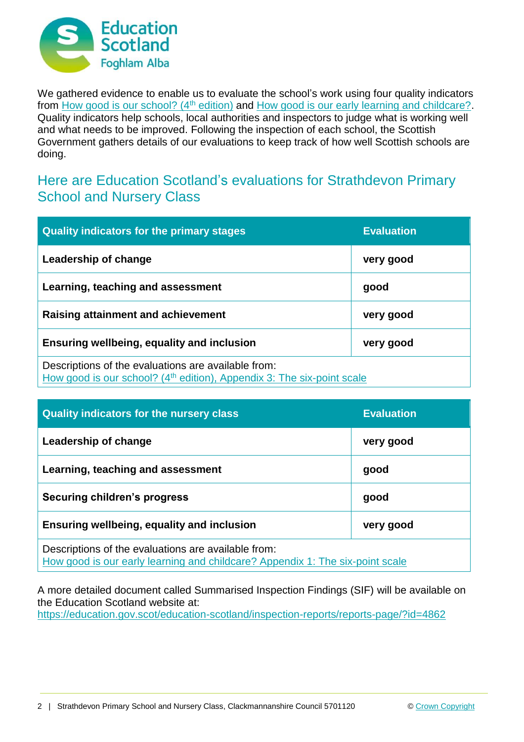We gathered evidence to enable us to evaluate the school's work using four quality indicators from How good is our school? (4th edition) and How good is our early learning and childcare?. Quality indicators help schools, local authorities and inspectors to judge what is working well and what needs to be improved. Following the inspection of each school, the Scottish Government gathers details of our evaluations to keep track of how well Scottish schools are doing.

## Here are Education Scotland's evaluations for Strathdevon Primary School and Nursery Class

| Quality indicators for the primary stages | Evaluation |
|---|---|
| **Leadership of change** | **very good** |
| **Learning, teaching and assessment** | **good** |
| **Raising attainment and achievement** | **very good** |
| **Ensuring wellbeing, equality and inclusion** | **very good** |
| Descriptions of the evaluations are available from: How good is our school? (4th edition), Appendix 3: The six-point scale | |

| Quality indicators for the nursery class | Evaluation |
|---|---|
| **Leadership of change** | **very good** |
| **Learning, teaching and assessment** | **good** |
| **Securing children's progress** | **good** |
| **Ensuring wellbeing, equality and inclusion** | **very good** |
| Descriptions of the evaluations are available from: How good is our early learning and childcare? Appendix 1: The six-point scale | |

A more detailed document called Summarised Inspection Findings (SIF) will be available on the Education Scotland website at: https://education.gov.scot/education-scotland/inspection-reports/reports-page/?id=4862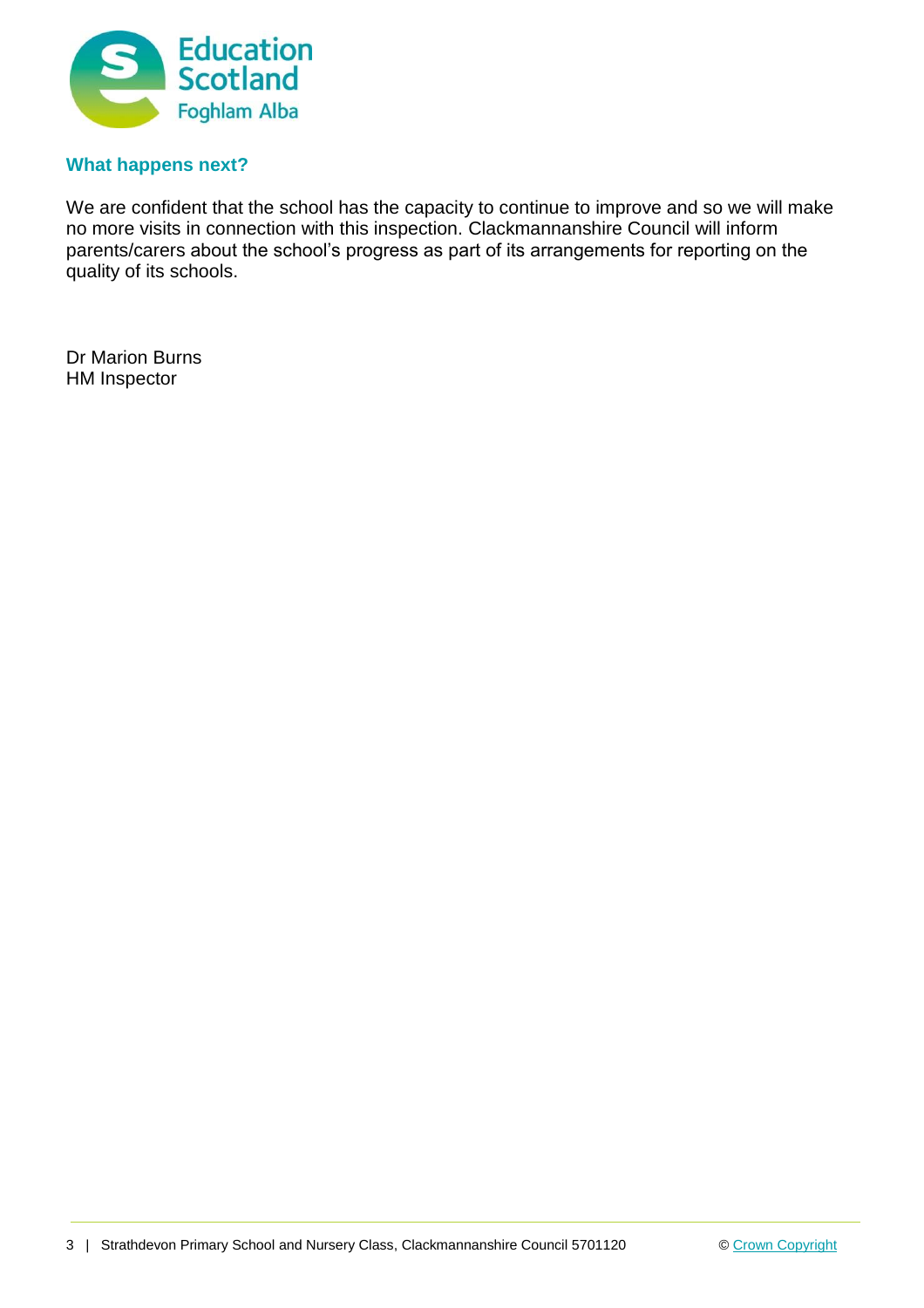### What happens next?

We are confident that the school has the capacity to continue to improve and so we will make no more visits in connection with this inspection. Clackmannanshire Council will inform parents/carers about the school's progress as part of its arrangements for reporting on the quality of its schools.

Dr Marion Burns
HM Inspector